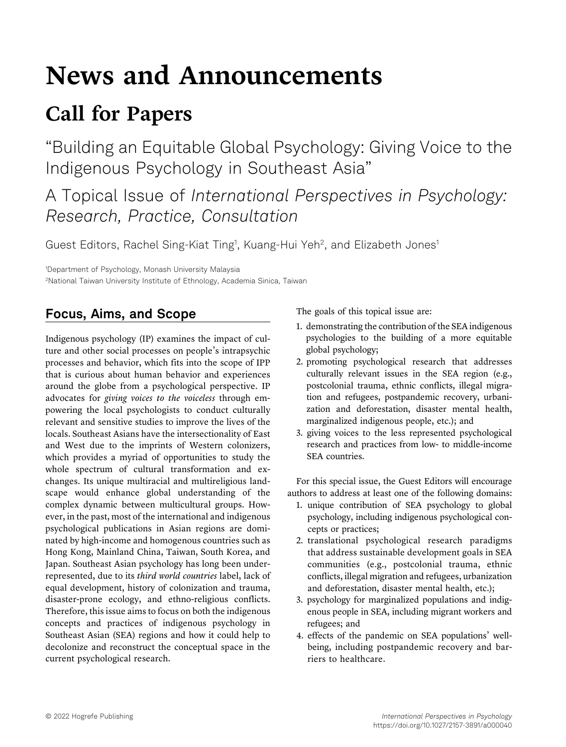# News and Announcements

## Call for Papers

### "Building an Equitable Global Psychology: Giving Voice to the Indigenous Psychology in Southeast Asia"

### A Topical Issue of *International Perspectives in Psychology: Research, Practice, Consultation*

Guest Editors, Rachel Sing-Kiat Ting[1], Kuang-Hui Yeh[2], and Elizabeth Jones[1]

[1]Department of Psychology, Monash University Malaysia
[2]National Taiwan University Institute of Ethnology, Academia Sinica, Taiwan

## Focus, Aims, and Scope

Indigenous psychology (IP) examines the impact of culture and other social processes on people's intrapsychic processes and behavior, which fits into the scope of IPP that is curious about human behavior and experiences around the globe from a psychological perspective. IP advocates for *giving voices to the voiceless* through empowering the local psychologists to conduct culturally relevant and sensitive studies to improve the lives of the locals. Southeast Asians have the intersectionality of East and West due to the imprints of Western colonizers, which provides a myriad of opportunities to study the whole spectrum of cultural transformation and exchanges. Its unique multiracial and multireligious landscape would enhance global understanding of the complex dynamic between multicultural groups. However, in the past, most of the international and indigenous psychological publications in Asian regions are dominated by high-income and homogenous countries such as Hong Kong, Mainland China, Taiwan, South Korea, and Japan. Southeast Asian psychology has long been underrepresented, due to its *third world countries* label, lack of equal development, history of colonization and trauma, disaster-prone ecology, and ethno-religious conflicts. Therefore, this issue aims to focus on both the indigenous concepts and practices of indigenous psychology in Southeast Asian (SEA) regions and how it could help to decolonize and reconstruct the conceptual space in the current psychological research.

The goals of this topical issue are:

1. demonstrating the contribution of the SEA indigenous psychologies to the building of a more equitable global psychology;
2. promoting psychological research that addresses culturally relevant issues in the SEA region (e.g., postcolonial trauma, ethnic conflicts, illegal migration and refugees, postpandemic recovery, urbanization and deforestation, disaster mental health, marginalized indigenous people, etc.); and
3. giving voices to the less represented psychological research and practices from low- to middle-income SEA countries.

For this special issue, the Guest Editors will encourage authors to address at least one of the following domains:

1. unique contribution of SEA psychology to global psychology, including indigenous psychological concepts or practices;
2. translational psychological research paradigms that address sustainable development goals in SEA communities (e.g., postcolonial trauma, ethnic conflicts, illegal migration and refugees, urbanization and deforestation, disaster mental health, etc.);
3. psychology for marginalized populations and indigenous people in SEA, including migrant workers and refugees; and
4. effects of the pandemic on SEA populations' well-being, including postpandemic recovery and barriers to healthcare.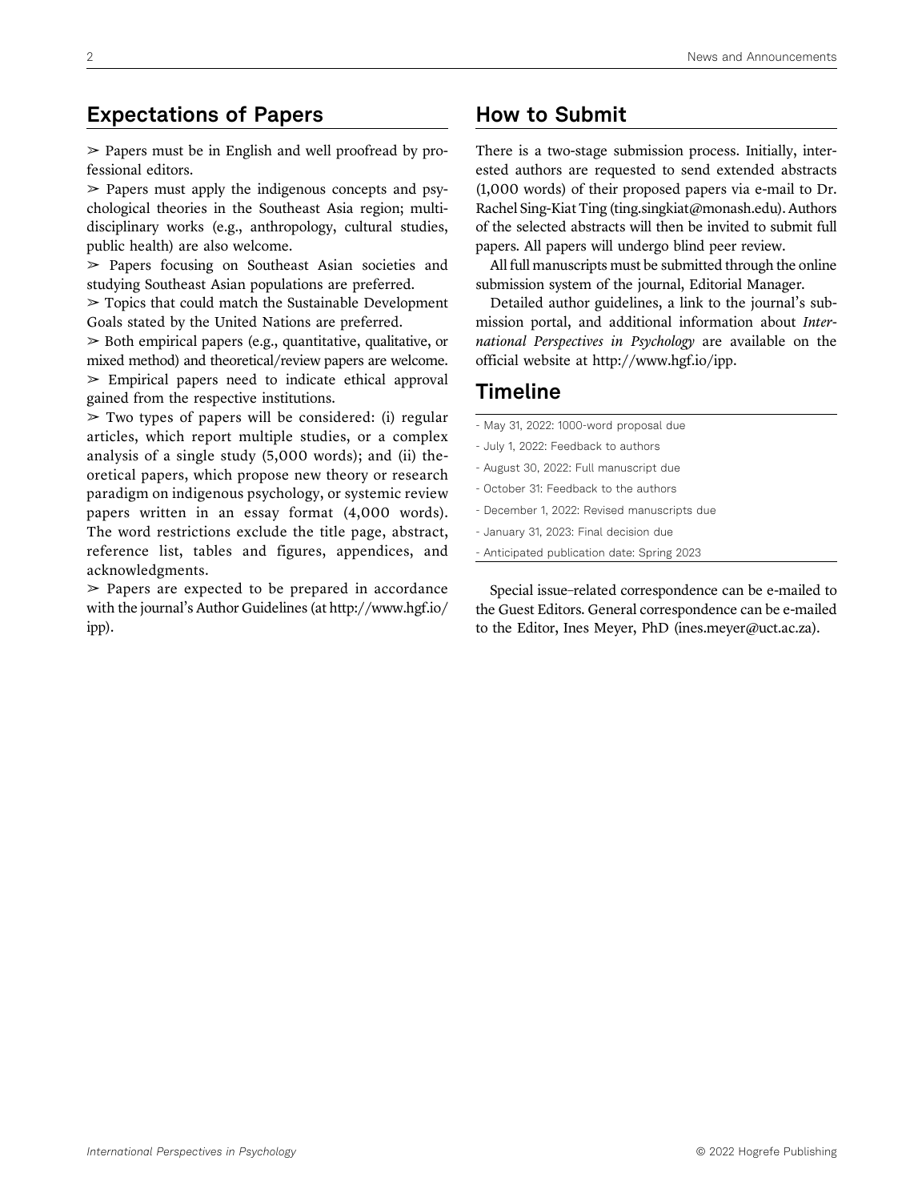## Expectations of Papers

➢ Papers must be in English and well proofread by professional editors.
➢ Papers must apply the indigenous concepts and psychological theories in the Southeast Asia region; multidisciplinary works (e.g., anthropology, cultural studies, public health) are also welcome.
➢ Papers focusing on Southeast Asian societies and studying Southeast Asian populations are preferred.
➢ Topics that could match the Sustainable Development Goals stated by the United Nations are preferred.
➢ Both empirical papers (e.g., quantitative, qualitative, or mixed method) and theoretical/review papers are welcome.
➢ Empirical papers need to indicate ethical approval gained from the respective institutions.
➢ Two types of papers will be considered: (i) regular articles, which report multiple studies, or a complex analysis of a single study (5,000 words); and (ii) theoretical papers, which propose new theory or research paradigm on indigenous psychology, or systemic review papers written in an essay format (4,000 words). The word restrictions exclude the title page, abstract, reference list, tables and figures, appendices, and acknowledgments.
➢ Papers are expected to be prepared in accordance with the journal's Author Guidelines (at http://www.hgf.io/ipp).

## How to Submit

There is a two-stage submission process. Initially, interested authors are requested to send extended abstracts (1,000 words) of their proposed papers via e-mail to Dr. Rachel Sing-Kiat Ting (ting.singkiat@monash.edu). Authors of the selected abstracts will then be invited to submit full papers. All papers will undergo blind peer review.

All full manuscripts must be submitted through the online submission system of the journal, Editorial Manager.

Detailed author guidelines, a link to the journal's submission portal, and additional information about *International Perspectives in Psychology* are available on the official website at http://www.hgf.io/ipp.

## Timeline

- May 31, 2022: 1000-word proposal due
- July 1, 2022: Feedback to authors
- August 30, 2022: Full manuscript due
- October 31: Feedback to the authors
- December 1, 2022: Revised manuscripts due
- January 31, 2023: Final decision due
- Anticipated publication date: Spring 2023

Special issue–related correspondence can be e-mailed to the Guest Editors. General correspondence can be e-mailed to the Editor, Ines Meyer, PhD (ines.meyer@uct.ac.za).